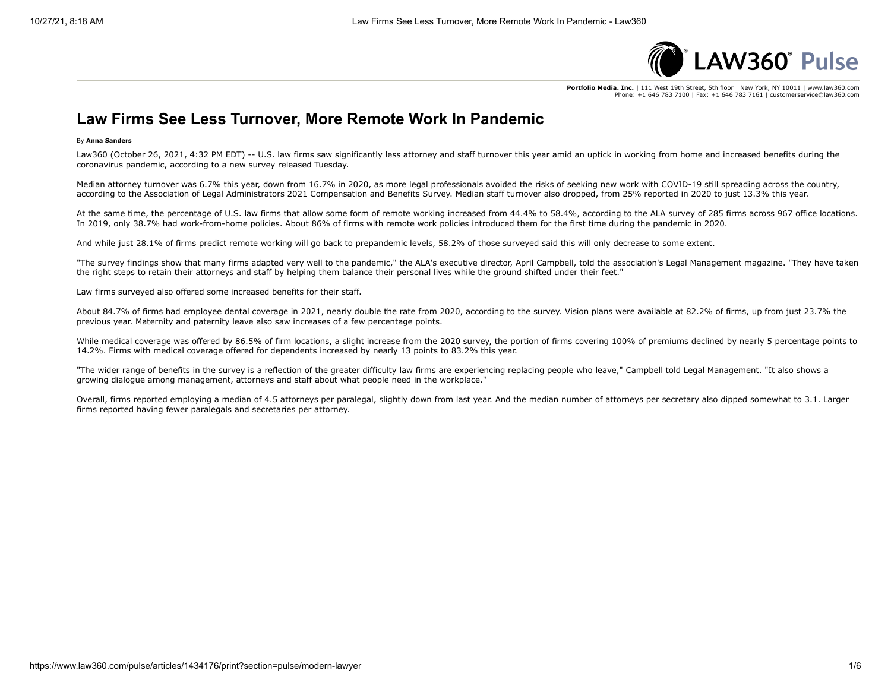Portfolio Media. Inc. | 111 West 19th Street, 5th floor | New York, NY 10011 | www.law360.com
Phone: +1 646 783 7100 | Fax: +1 646 783 7161 | customerservice@law360.com

# Law Firms See Less Turnover, More Remote Work In Pandemic

By **Anna Sanders**

Law360 (October 26, 2021, 4:32 PM EDT) -- U.S. law firms saw significantly less attorney and staff turnover this year amid an uptick in working from home and increased benefits during the coronavirus pandemic, according to a new survey released Tuesday.

Median attorney turnover was 6.7% this year, down from 16.7% in 2020, as more legal professionals avoided the risks of seeking new work with COVID-19 still spreading across the country, according to the Association of Legal Administrators 2021 Compensation and Benefits Survey. Median staff turnover also dropped, from 25% reported in 2020 to just 13.3% this year.

At the same time, the percentage of U.S. law firms that allow some form of remote working increased from 44.4% to 58.4%, according to the ALA survey of 285 firms across 967 office locations. In 2019, only 38.7% had work-from-home policies. About 86% of firms with remote work policies introduced them for the first time during the pandemic in 2020.

And while just 28.1% of firms predict remote working will go back to prepandemic levels, 58.2% of those surveyed said this will only decrease to some extent.

"The survey findings show that many firms adapted very well to the pandemic," the ALA's executive director, April Campbell, told the association's Legal Management magazine. "They have taken the right steps to retain their attorneys and staff by helping them balance their personal lives while the ground shifted under their feet."

Law firms surveyed also offered some increased benefits for their staff.

About 84.7% of firms had employee dental coverage in 2021, nearly double the rate from 2020, according to the survey. Vision plans were available at 82.2% of firms, up from just 23.7% the previous year. Maternity and paternity leave also saw increases of a few percentage points.

While medical coverage was offered by 86.5% of firm locations, a slight increase from the 2020 survey, the portion of firms covering 100% of premiums declined by nearly 5 percentage points to 14.2%. Firms with medical coverage offered for dependents increased by nearly 13 points to 83.2% this year.

"The wider range of benefits in the survey is a reflection of the greater difficulty law firms are experiencing replacing people who leave," Campbell told Legal Management. "It also shows a growing dialogue among management, attorneys and staff about what people need in the workplace."

Overall, firms reported employing a median of 4.5 attorneys per paralegal, slightly down from last year. And the median number of attorneys per secretary also dipped somewhat to 3.1. Larger firms reported having fewer paralegals and secretaries per attorney.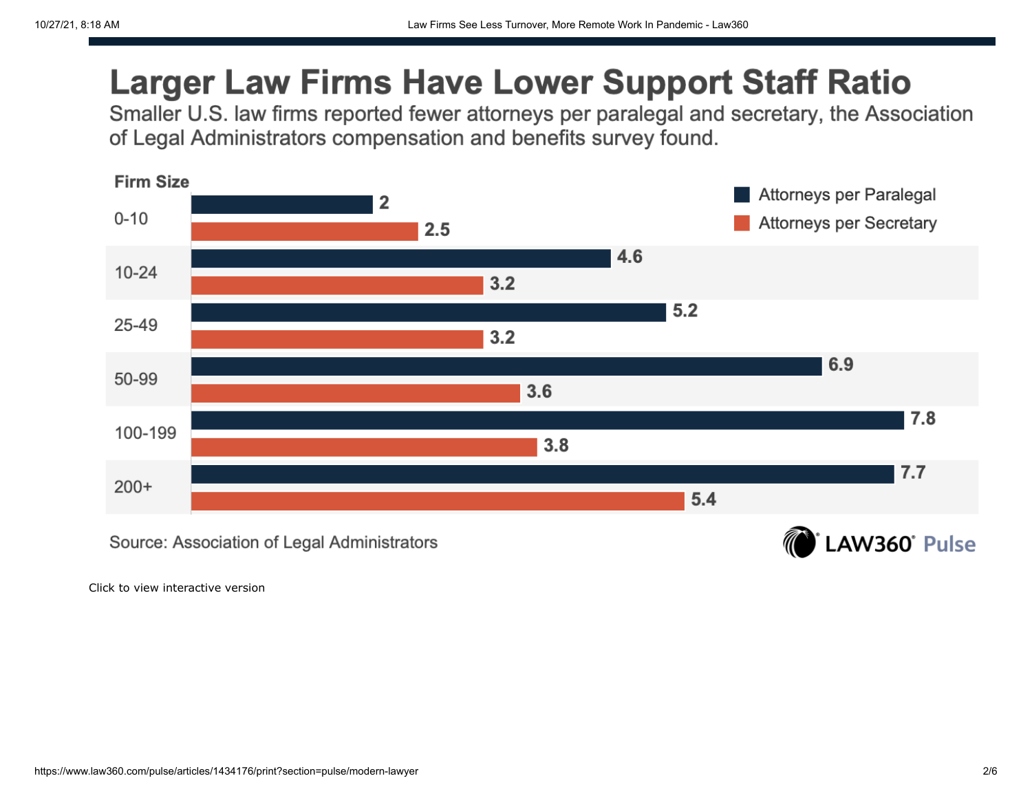## Larger Law Firms Have Lower Support Staff Ratio

Smaller U.S. law firms reported fewer attorneys per paralegal and secretary, the Association of Legal Administrators compensation and benefits survey found.

| Firm Size | Attorneys per Paralegal | Attorneys per Secretary |
|---|---|---|
| 0-10 | 2 | 2.5 |
| 10-24 | 4.6 | 3.2 |
| 25-49 | 5.2 | 3.2 |
| 50-99 | 6.9 | 3.6 |
| 100-199 | 7.8 | 3.8 |
| 200+ | 7.7 | 5.4 |

Source: Association of Legal Administrators

LAW360 Pulse

Click to view interactive version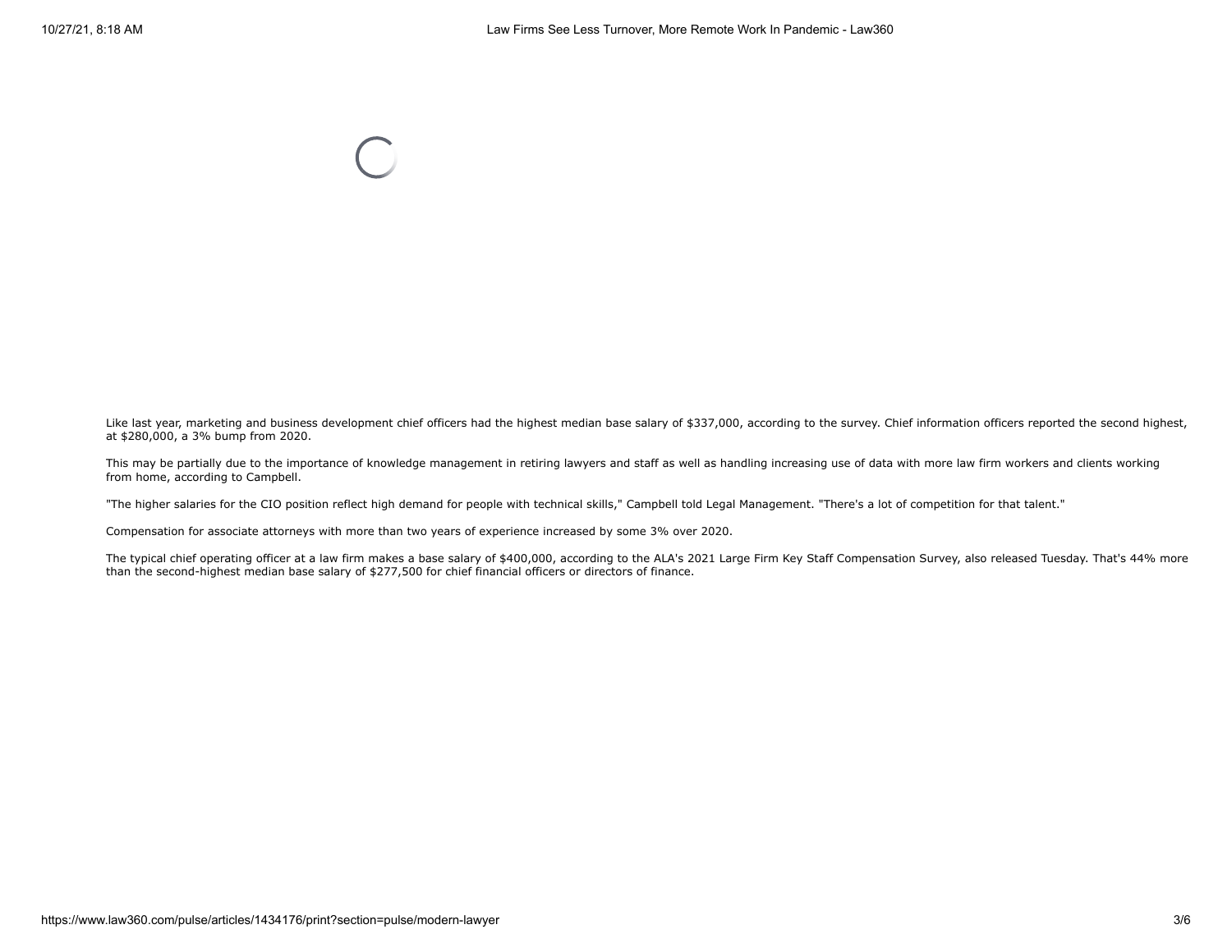Like last year, marketing and business development chief officers had the highest median base salary of $337,000, according to the survey. Chief information officers reported the second highest, at $280,000, a 3% bump from 2020.

This may be partially due to the importance of knowledge management in retiring lawyers and staff as well as handling increasing use of data with more law firm workers and clients working from home, according to Campbell.

"The higher salaries for the CIO position reflect high demand for people with technical skills," Campbell told Legal Management. "There's a lot of competition for that talent."

Compensation for associate attorneys with more than two years of experience increased by some 3% over 2020.

The typical chief operating officer at a law firm makes a base salary of $400,000, according to the ALA's 2021 Large Firm Key Staff Compensation Survey, also released Tuesday. That's 44% more than the second-highest median base salary of $277,500 for chief financial officers or directors of finance.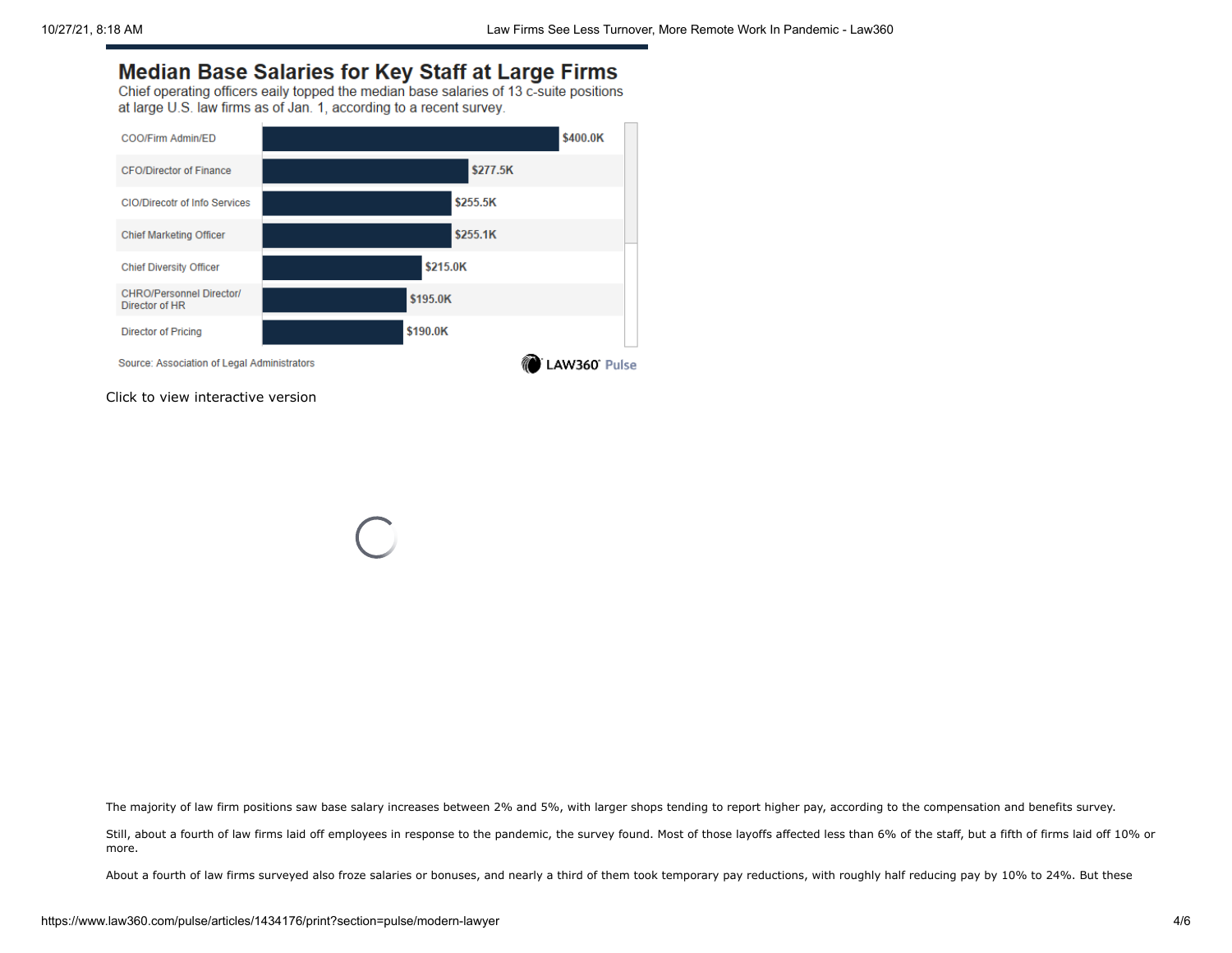## Median Base Salaries for Key Staff at Large Firms

Chief operating officers eaily topped the median base salaries of 13 c-suite positions at large U.S. law firms as of Jan. 1, according to a recent survey.

| Position | Median Base Salary |
| --- | --- |
| COO/Firm Admin/ED | $400.0K |
| CFO/Director of Finance | $277.5K |
| CIO/Direcotr of Info Services | $255.5K |
| Chief Marketing Officer | $255.1K |
| Chief Diversity Officer | $215.0K |
| CHRO/Personnel Director/ Director of HR | $195.0K |
| Director of Pricing | $190.0K |

Source: Association of Legal Administrators

LAW360 Pulse

Click to view interactive version

The majority of law firm positions saw base salary increases between 2% and 5%, with larger shops tending to report higher pay, according to the compensation and benefits survey.

Still, about a fourth of law firms laid off employees in response to the pandemic, the survey found. Most of those layoffs affected less than 6% of the staff, but a fifth of firms laid off 10% or more.

About a fourth of law firms surveyed also froze salaries or bonuses, and nearly a third of them took temporary pay reductions, with roughly half reducing pay by 10% to 24%. But these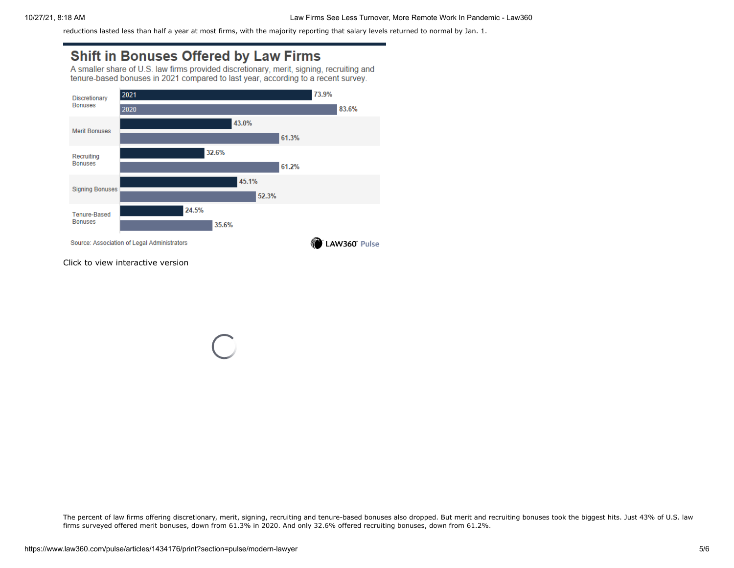reductions lasted less than half a year at most firms, with the majority reporting that salary levels returned to normal by Jan. 1.

## Shift in Bonuses Offered by Law Firms

A smaller share of U.S. law firms provided discretionary, merit, signing, recruiting and tenure-based bonuses in 2021 compared to last year, according to a recent survey.

| Bonus Type | 2021 | 2020 |
|---|---|---|
| Discretionary Bonuses | 73.9% | 83.6% |
| Merit Bonuses | 43.0% | 61.3% |
| Recruiting Bonuses | 32.6% | 61.2% |
| Signing Bonuses | 45.1% | 52.3% |
| Tenure-Based Bonuses | 24.5% | 35.6% |

Source: Association of Legal Administrators

LAW360 Pulse

Click to view interactive version

The percent of law firms offering discretionary, merit, signing, recruiting and tenure-based bonuses also dropped. But merit and recruiting bonuses took the biggest hits. Just 43% of U.S. law firms surveyed offered merit bonuses, down from 61.3% in 2020. And only 32.6% offered recruiting bonuses, down from 61.2%.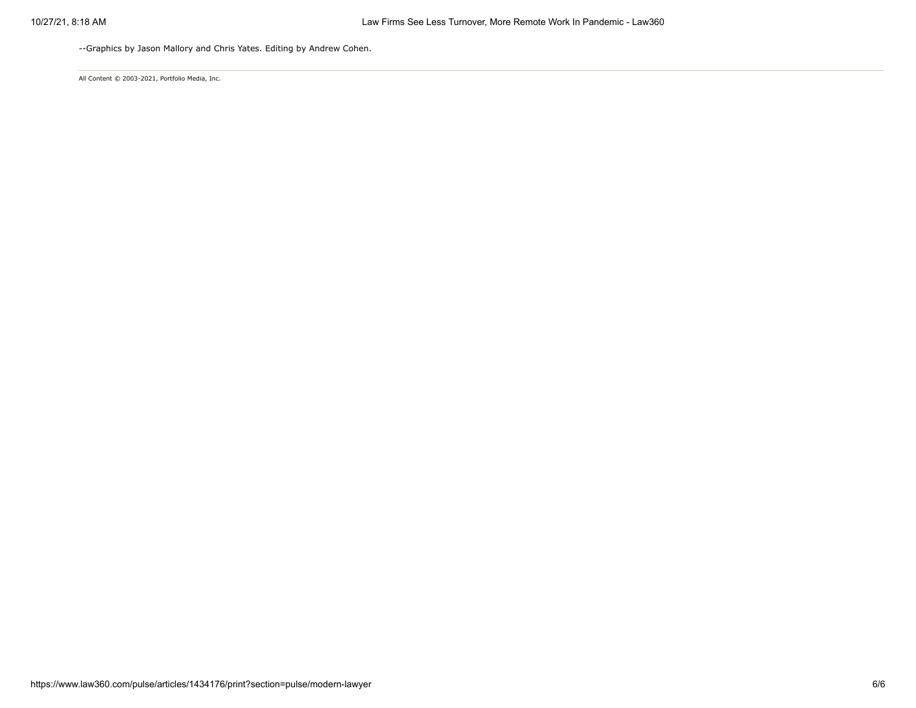--Graphics by Jason Mallory and Chris Yates. Editing by Andrew Cohen.

---

All Content © 2003-2021, Portfolio Media, Inc.